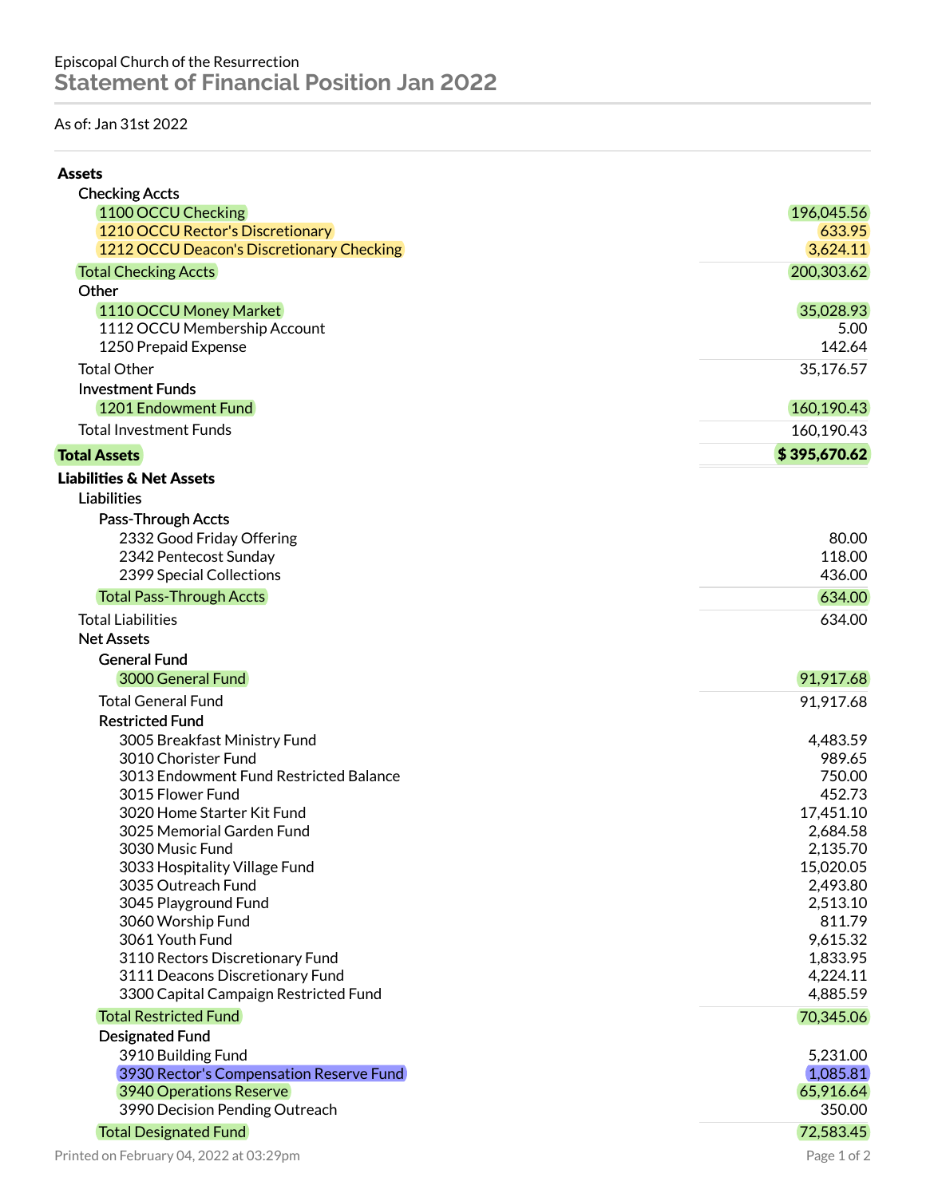Episcopal Church of the Resurrection

# Statement of Financial Position Jan 2022

As of: Jan 31st 2022

| | |
|---|---:|
| **Assets** | |
| Checking Accts | |
| 1100 OCCU Checking | 196,045.56 |
| 1210 OCCU Rector's Discretionary | 633.95 |
| 1212 OCCU Deacon's Discretionary Checking | 3,624.11 |
| Total Checking Accts | 200,303.62 |
| Other | |
| 1110 OCCU Money Market | 35,028.93 |
| 1112 OCCU Membership Account | 5.00 |
| 1250 Prepaid Expense | 142.64 |
| Total Other | 35,176.57 |
| Investment Funds | |
| 1201 Endowment Fund | 160,190.43 |
| Total Investment Funds | 160,190.43 |
| **Total Assets** | **$ 395,670.62** |
| **Liabilities & Net Assets** | |
| Liabilities | |
| Pass-Through Accts | |
| 2332 Good Friday Offering | 80.00 |
| 2342 Pentecost Sunday | 118.00 |
| 2399 Special Collections | 436.00 |
| Total Pass-Through Accts | 634.00 |
| Total Liabilities | 634.00 |
| Net Assets | |
| General Fund | |
| 3000 General Fund | 91,917.68 |
| Total General Fund | 91,917.68 |
| Restricted Fund | |
| 3005 Breakfast Ministry Fund | 4,483.59 |
| 3010 Chorister Fund | 989.65 |
| 3013 Endowment Fund Restricted Balance | 750.00 |
| 3015 Flower Fund | 452.73 |
| 3020 Home Starter Kit Fund | 17,451.10 |
| 3025 Memorial Garden Fund | 2,684.58 |
| 3030 Music Fund | 2,135.70 |
| 3033 Hospitality Village Fund | 15,020.05 |
| 3035 Outreach Fund | 2,493.80 |
| 3045 Playground Fund | 2,513.10 |
| 3060 Worship Fund | 811.79 |
| 3061 Youth Fund | 9,615.32 |
| 3110 Rectors Discretionary Fund | 1,833.95 |
| 3111 Deacons Discretionary Fund | 4,224.11 |
| 3300 Capital Campaign Restricted Fund | 4,885.59 |
| Total Restricted Fund | 70,345.06 |
| Designated Fund | |
| 3910 Building Fund | 5,231.00 |
| 3930 Rector's Compensation Reserve Fund | 1,085.81 |
| 3940 Operations Reserve | 65,916.64 |
| 3990 Decision Pending Outreach | 350.00 |
| Total Designated Fund | 72,583.45 |

Printed on February 04, 2022 at 03:29pm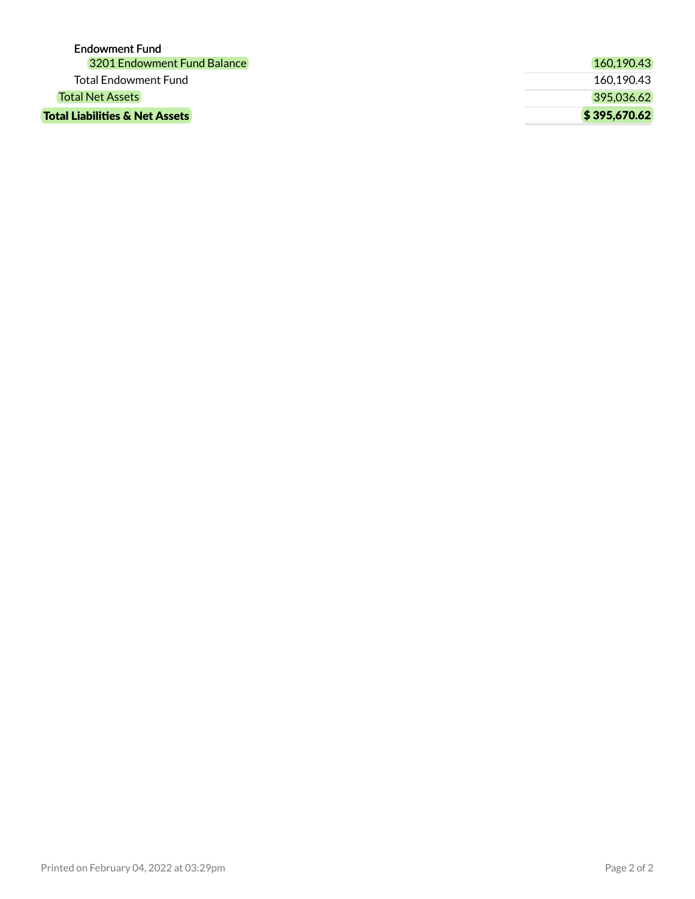| | |
|---|---|
| **Endowment Fund** | |
| 3201 Endowment Fund Balance | 160,190.43 |
| Total Endowment Fund | 160,190.43 |
| Total Net Assets | 395,036.62 |
| **Total Liabilities & Net Assets** | **$ 395,670.62** |

Printed on February 04, 2022 at 03:29pm